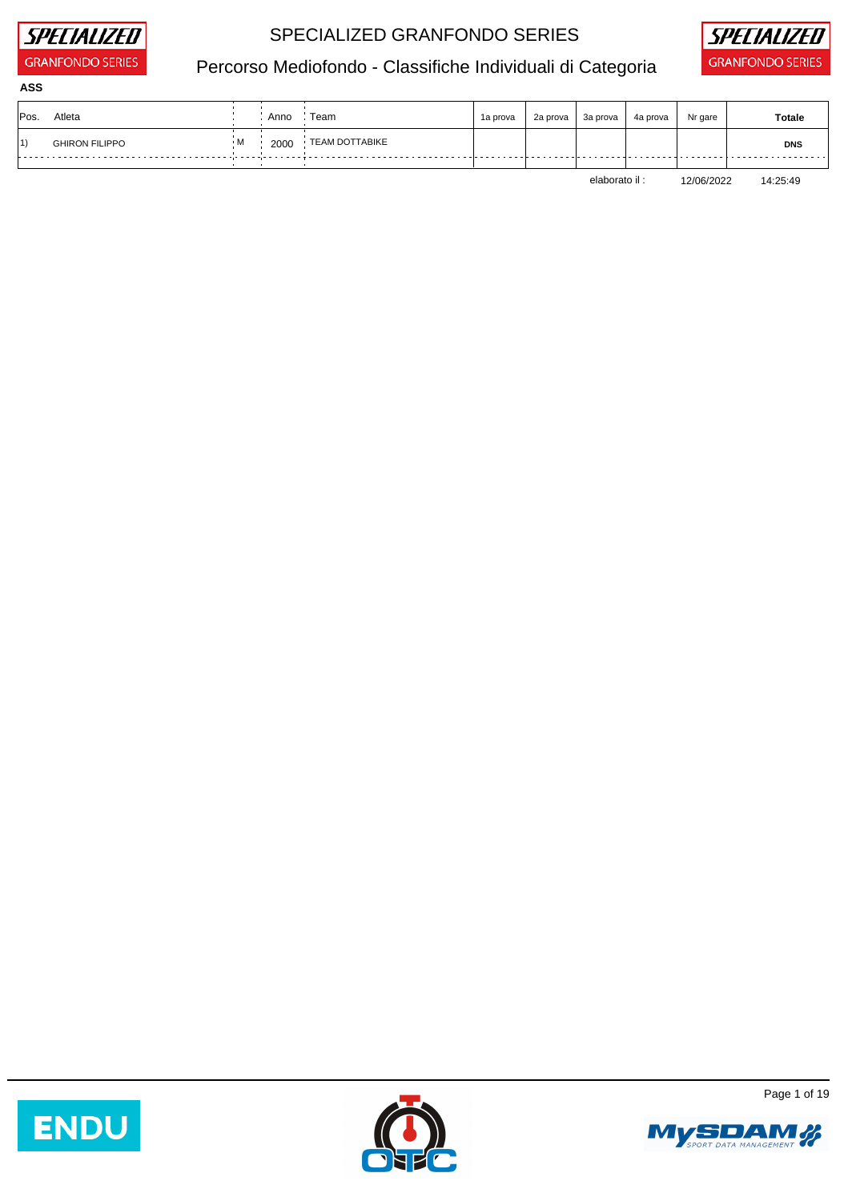# SPECIALIZED GRANFONDO SERIES

## Percorso Mediofondo - Classifiche Individuali di Categoria

**ASS**

| Pos. | Atleta | | Anno | Team | 1a prova | 2a prova | 3a prova | 4a prova | Nr gare | Totale |
|---|---|---|---|---|---|---|---|---|---|---|
| 1) | GHIRON FILIPPO | M | 2000 | TEAM DOTTABIKE | | | | | | **DNS** |

elaborato il : 12/06/2022 14:25:49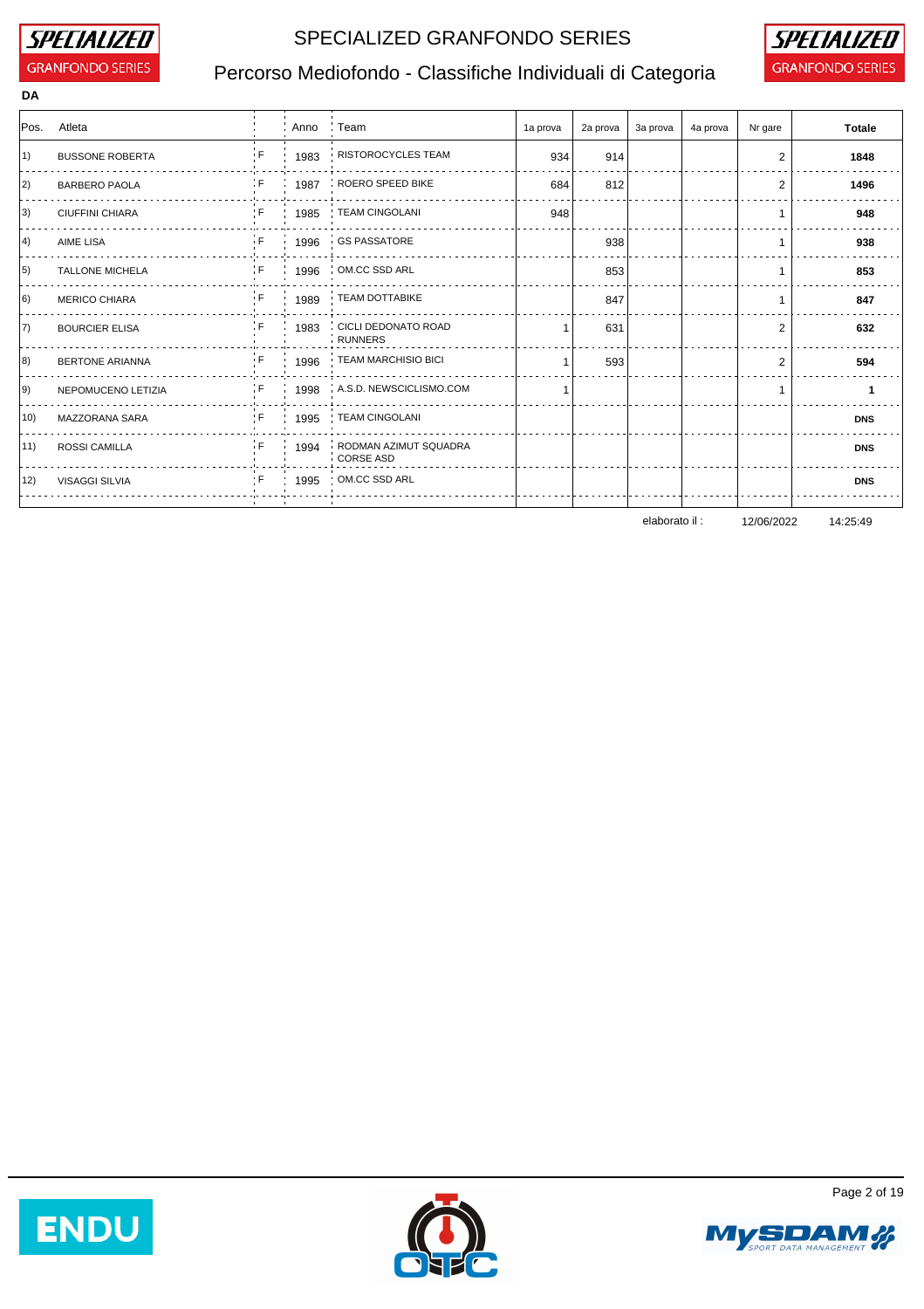# SPECIALIZED GRANFONDO SERIES

## Percorso Mediofondo - Classifiche Individuali di Categoria

**DA**

| Pos. | Atleta | | Anno | Team | 1a prova | 2a prova | 3a prova | 4a prova | Nr gare | Totale |
|---|---|---|---|---|---|---|---|---|---|---|
| 1) | BUSSONE ROBERTA | F | 1983 | RISTOROCYCLES TEAM | 934 | 914 | | | 2 | **1848** |
| 2) | BARBERO PAOLA | F | 1987 | ROERO SPEED BIKE | 684 | 812 | | | 2 | **1496** |
| 3) | CIUFFINI CHIARA | F | 1985 | TEAM CINGOLANI | 948 | | | | 1 | **948** |
| 4) | AIME LISA | F | 1996 | GS PASSATORE | | 938 | | | 1 | **938** |
| 5) | TALLONE MICHELA | F | 1996 | OM.CC SSD ARL | | 853 | | | 1 | **853** |
| 6) | MERICO CHIARA | F | 1989 | TEAM DOTTABIKE | | 847 | | | 1 | **847** |
| 7) | BOURCIER ELISA | F | 1983 | CICLI DEDONATO ROAD RUNNERS | 1 | 631 | | | 2 | **632** |
| 8) | BERTONE ARIANNA | F | 1996 | TEAM MARCHISIO BICI | 1 | 593 | | | 2 | **594** |
| 9) | NEPOMUCENO LETIZIA | F | 1998 | A.S.D. NEWSCICLISMO.COM | 1 | | | | 1 | **1** |
| 10) | MAZZORANA SARA | F | 1995 | TEAM CINGOLANI | | | | | | **DNS** |
| 11) | ROSSI CAMILLA | F | 1994 | RODMAN AZIMUT SQUADRA CORSE ASD | | | | | | **DNS** |
| 12) | VISAGGI SILVIA | F | 1995 | OM.CC SSD ARL | | | | | | **DNS** |

elaborato il : 12/06/2022 14:25:49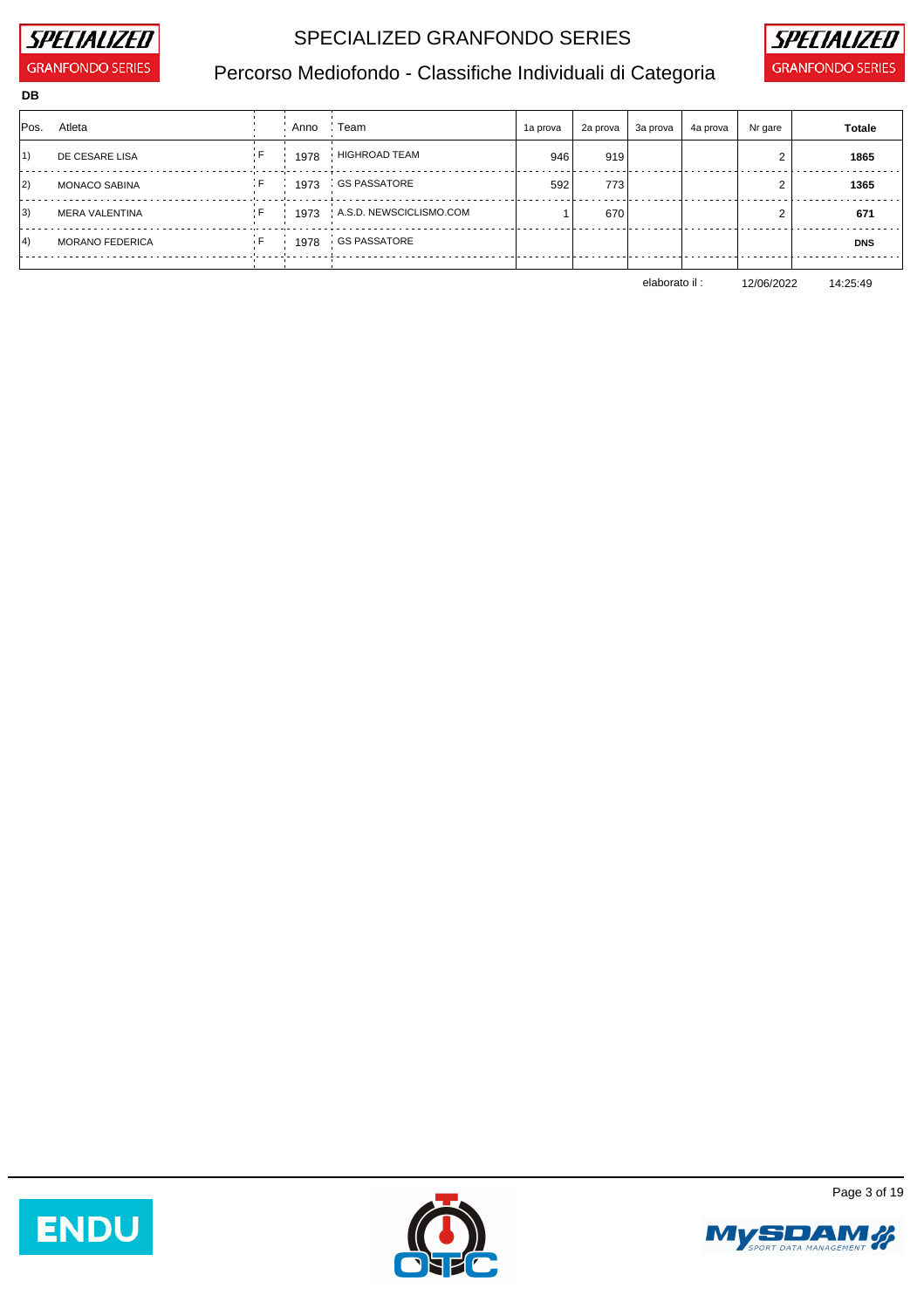# SPECIALIZED GRANFONDO SERIES

## Percorso Mediofondo - Classifiche Individuali di Categoria

**DB**

| Pos. | Atleta | | Anno | Team | 1a prova | 2a prova | 3a prova | 4a prova | Nr gare | Totale |
|---|---|---|---|---|---|---|---|---|---|---|
| 1) | DE CESARE LISA | F | 1978 | HIGHROAD TEAM | 946 | 919 | | | 2 | **1865** |
| 2) | MONACO SABINA | F | 1973 | GS PASSATORE | 592 | 773 | | | 2 | **1365** |
| 3) | MERA VALENTINA | F | 1973 | A.S.D. NEWSCICLISMO.COM | 1 | 670 | | | 2 | **671** |
| 4) | MORANO FEDERICA | F | 1978 | GS PASSATORE | | | | | | **DNS** |

elaborato il : 12/06/2022 14:25:49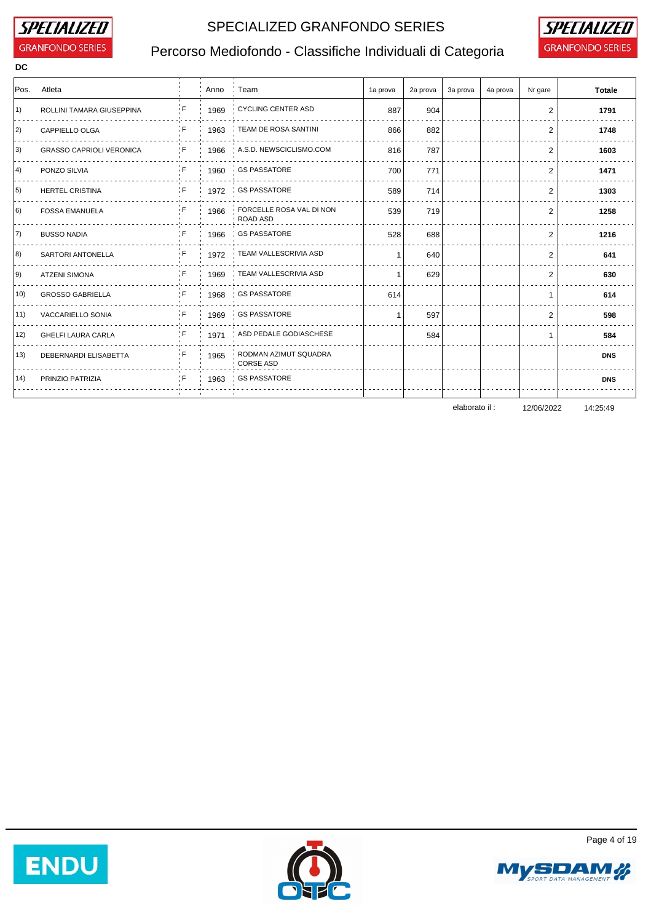# SPECIALIZED GRANFONDO SERIES

## Percorso Mediofondo - Classifiche Individuali di Categoria

**DC**

| Pos. | Atleta | | Anno | Team | 1a prova | 2a prova | 3a prova | 4a prova | Nr gare | Totale |
|---|---|---|---|---|---|---|---|---|---|---|
| 1) | ROLLINI TAMARA GIUSEPPINA | F | 1969 | CYCLING CENTER ASD | 887 | 904 | | | 2 | **1791** |
| 2) | CAPPIELLO OLGA | F | 1963 | TEAM DE ROSA SANTINI | 866 | 882 | | | 2 | **1748** |
| 3) | GRASSO CAPRIOLI VERONICA | F | 1966 | A.S.D. NEWSCICLISMO.COM | 816 | 787 | | | 2 | **1603** |
| 4) | PONZO SILVIA | F | 1960 | GS PASSATORE | 700 | 771 | | | 2 | **1471** |
| 5) | HERTEL CRISTINA | F | 1972 | GS PASSATORE | 589 | 714 | | | 2 | **1303** |
| 6) | FOSSA EMANUELA | F | 1966 | FORCELLE ROSA VAL DI NON ROAD ASD | 539 | 719 | | | 2 | **1258** |
| 7) | BUSSO NADIA | F | 1966 | GS PASSATORE | 528 | 688 | | | 2 | **1216** |
| 8) | SARTORI ANTONELLA | F | 1972 | TEAM VALLESCRIVIA ASD | 1 | 640 | | | 2 | **641** |
| 9) | ATZENI SIMONA | F | 1969 | TEAM VALLESCRIVIA ASD | 1 | 629 | | | 2 | **630** |
| 10) | GROSSO GABRIELLA | F | 1968 | GS PASSATORE | 614 | | | | 1 | **614** |
| 11) | VACCARIELLO SONIA | F | 1969 | GS PASSATORE | 1 | 597 | | | 2 | **598** |
| 12) | GHELFI LAURA CARLA | F | 1971 | ASD PEDALE GODIASCHESE | | 584 | | | 1 | **584** |
| 13) | DEBERNARDI ELISABETTA | F | 1965 | RODMAN AZIMUT SQUADRA CORSE ASD | | | | | | **DNS** |
| 14) | PRINZIO PATRIZIA | F | 1963 | GS PASSATORE | | | | | | **DNS** |

elaborato il : 12/06/2022 14:25:49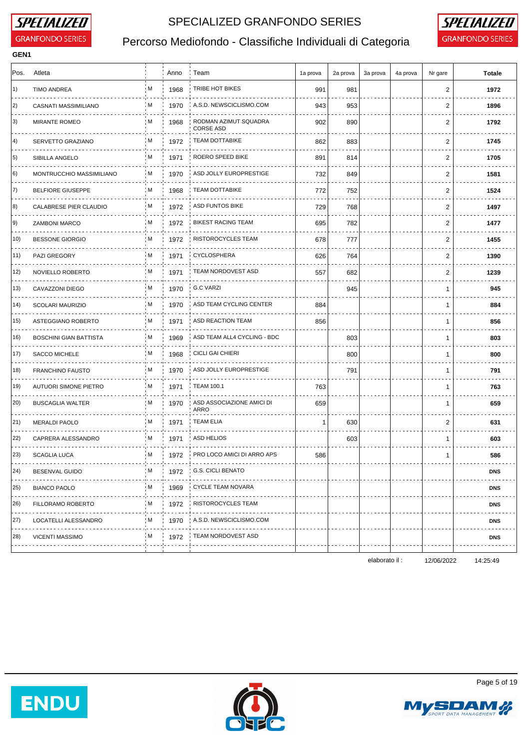# SPECIALIZED GRANFONDO SERIES

## Percorso Mediofondo - Classifiche Individuali di Categoria

**GEN1**

| Pos. | Atleta | | Anno | Team | 1a prova | 2a prova | 3a prova | 4a prova | Nr gare | Totale |
|---|---|---|---|---|---|---|---|---|---|---|
| 1) | TIMO ANDREA | M | 1968 | TRIBE HOT BIKES | 991 | 981 | | | 2 | **1972** |
| 2) | CASNATI MASSIMILIANO | M | 1970 | A.S.D. NEWSCICLISMO.COM | 943 | 953 | | | 2 | **1896** |
| 3) | MIRANTE ROMEO | M | 1968 | RODMAN AZIMUT SQUADRA CORSE ASD | 902 | 890 | | | 2 | **1792** |
| 4) | SERVETTO GRAZIANO | M | 1972 | TEAM DOTTABIKE | 862 | 883 | | | 2 | **1745** |
| 5) | SIBILLA ANGELO | M | 1971 | ROERO SPEED BIKE | 891 | 814 | | | 2 | **1705** |
| 6) | MONTRUCCHIO MASSIMILIANO | M | 1970 | ASD JOLLY EUROPRESTIGE | 732 | 849 | | | 2 | **1581** |
| 7) | BELFIORE GIUSEPPE | M | 1968 | TEAM DOTTABIKE | 772 | 752 | | | 2 | **1524** |
| 8) | CALABRESE PIER CLAUDIO | M | 1972 | ASD FUNTOS BIKE | 729 | 768 | | | 2 | **1497** |
| 9) | ZAMBONI MARCO | M | 1972 | BIKEST RACING TEAM | 695 | 782 | | | 2 | **1477** |
| 10) | BESSONE GIORGIO | M | 1972 | RISTOROCYCLES TEAM | 678 | 777 | | | 2 | **1455** |
| 11) | PAZI GREGORY | M | 1971 | CYCLOSPHERA | 626 | 764 | | | 2 | **1390** |
| 12) | NOVIELLO ROBERTO | M | 1971 | TEAM NORDOVEST ASD | 557 | 682 | | | 2 | **1239** |
| 13) | CAVAZZONI DIEGO | M | 1970 | G.C VARZI | | 945 | | | 1 | **945** |
| 14) | SCOLARI MAURIZIO | M | 1970 | ASD TEAM CYCLING CENTER | 884 | | | | 1 | **884** |
| 15) | ASTEGGIANO ROBERTO | M | 1971 | ASD REACTION TEAM | 856 | | | | 1 | **856** |
| 16) | BOSCHINI GIAN BATTISTA | M | 1969 | ASD TEAM ALL4 CYCLING - BDC | | 803 | | | 1 | **803** |
| 17) | SACCO MICHELE | M | 1968 | CICLI GAI CHIERI | | 800 | | | 1 | **800** |
| 18) | FRANCHINO FAUSTO | M | 1970 | ASD JOLLY EUROPRESTIGE | | 791 | | | 1 | **791** |
| 19) | AUTUORI SIMONE PIETRO | M | 1971 | TEAM 100.1 | 763 | | | | 1 | **763** |
| 20) | BUSCAGLIA WALTER | M | 1970 | ASD ASSOCIAZIONE AMICI DI ARRO | 659 | | | | 1 | **659** |
| 21) | MERALDI PAOLO | M | 1971 | TEAM ELIA | 1 | 630 | | | 2 | **631** |
| 22) | CAPRERA ALESSANDRO | M | 1971 | ASD HELIOS | | 603 | | | 1 | **603** |
| 23) | SCAGLIA LUCA | M | 1972 | PRO LOCO AMICI DI ARRO APS | 586 | | | | 1 | **586** |
| 24) | BESENVAL GUIDO | M | 1972 | G.S. CICLI BENATO | | | | | | **DNS** |
| 25) | BIANCO PAOLO | M | 1969 | CYCLE TEAM NOVARA | | | | | | **DNS** |
| 26) | FILLORAMO ROBERTO | M | 1972 | RISTOROCYCLES TEAM | | | | | | **DNS** |
| 27) | LOCATELLI ALESSANDRO | M | 1970 | A.S.D. NEWSCICLISMO.COM | | | | | | **DNS** |
| 28) | VICENTI MASSIMO | M | 1972 | TEAM NORDOVEST ASD | | | | | | **DNS** |

elaborato il : 12/06/2022 14:25:49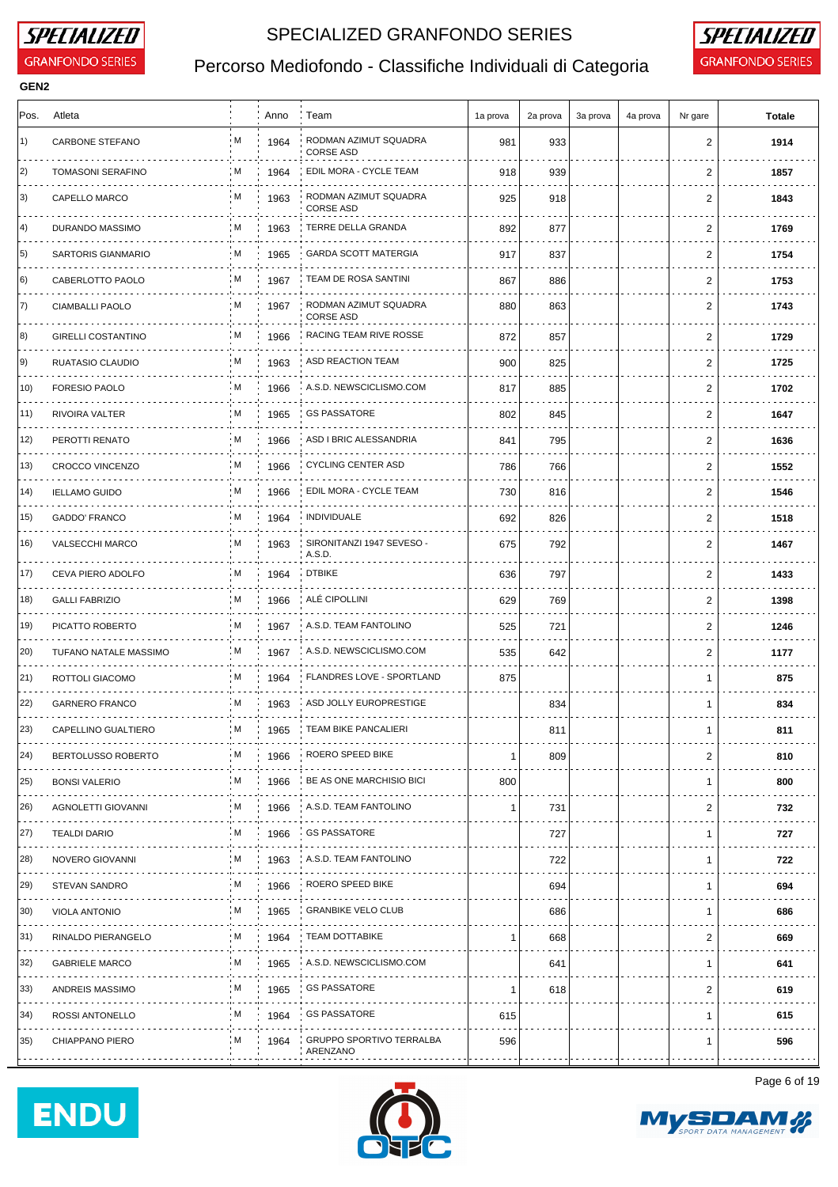# SPECIALIZED GRANFONDO SERIES

## Percorso Mediofondo - Classifiche Individuali di Categoria

**GEN2**

| Pos. | Atleta | | Anno | Team | 1a prova | 2a prova | 3a prova | 4a prova | Nr gare | Totale |
|---|---|---|---|---|---|---|---|---|---|---|
| 1) | CARBONE STEFANO | M | 1964 | RODMAN AZIMUT SQUADRA CORSE ASD | 981 | 933 | | | 2 | **1914** |
| 2) | TOMASONI SERAFINO | M | 1964 | EDIL MORA - CYCLE TEAM | 918 | 939 | | | 2 | **1857** |
| 3) | CAPELLO MARCO | M | 1963 | RODMAN AZIMUT SQUADRA CORSE ASD | 925 | 918 | | | 2 | **1843** |
| 4) | DURANDO MASSIMO | M | 1963 | TERRE DELLA GRANDA | 892 | 877 | | | 2 | **1769** |
| 5) | SARTORIS GIANMARIO | M | 1965 | GARDA SCOTT MATERGIA | 917 | 837 | | | 2 | **1754** |
| 6) | CABERLOTTO PAOLO | M | 1967 | TEAM DE ROSA SANTINI | 867 | 886 | | | 2 | **1753** |
| 7) | CIAMBALLI PAOLO | M | 1967 | RODMAN AZIMUT SQUADRA CORSE ASD | 880 | 863 | | | 2 | **1743** |
| 8) | GIRELLI COSTANTINO | M | 1966 | RACING TEAM RIVE ROSSE | 872 | 857 | | | 2 | **1729** |
| 9) | RUATASIO CLAUDIO | M | 1963 | ASD REACTION TEAM | 900 | 825 | | | 2 | **1725** |
| 10) | FORESIO PAOLO | M | 1966 | A.S.D. NEWSCICLISMO.COM | 817 | 885 | | | 2 | **1702** |
| 11) | RIVOIRA VALTER | M | 1965 | GS PASSATORE | 802 | 845 | | | 2 | **1647** |
| 12) | PEROTTI RENATO | M | 1966 | ASD I BRIC ALESSANDRIA | 841 | 795 | | | 2 | **1636** |
| 13) | CROCCO VINCENZO | M | 1966 | CYCLING CENTER ASD | 786 | 766 | | | 2 | **1552** |
| 14) | IELLAMO GUIDO | M | 1966 | EDIL MORA - CYCLE TEAM | 730 | 816 | | | 2 | **1546** |
| 15) | GADDO' FRANCO | M | 1964 | INDIVIDUALE | 692 | 826 | | | 2 | **1518** |
| 16) | VALSECCHI MARCO | M | 1963 | SIRONITANZI 1947 SEVESO - A.S.D. | 675 | 792 | | | 2 | **1467** |
| 17) | CEVA PIERO ADOLFO | M | 1964 | DTBIKE | 636 | 797 | | | 2 | **1433** |
| 18) | GALLI FABRIZIO | M | 1966 | ALÉ CIPOLLINI | 629 | 769 | | | 2 | **1398** |
| 19) | PICATTO ROBERTO | M | 1967 | A.S.D. TEAM FANTOLINO | 525 | 721 | | | 2 | **1246** |
| 20) | TUFANO NATALE MASSIMO | M | 1967 | A.S.D. NEWSCICLISMO.COM | 535 | 642 | | | 2 | **1177** |
| 21) | ROTTOLI GIACOMO | M | 1964 | FLANDRES LOVE - SPORTLAND | 875 | | | | 1 | **875** |
| 22) | GARNERO FRANCO | M | 1963 | ASD JOLLY EUROPRESTIGE | | 834 | | | 1 | **834** |
| 23) | CAPELLINO GUALTIERO | M | 1965 | TEAM BIKE PANCALIERI | | 811 | | | 1 | **811** |
| 24) | BERTOLUSSO ROBERTO | M | 1966 | ROERO SPEED BIKE | 1 | 809 | | | 2 | **810** |
| 25) | BONSI VALERIO | M | 1966 | BE AS ONE MARCHISIO BICI | 800 | | | | 1 | **800** |
| 26) | AGNOLETTI GIOVANNI | M | 1966 | A.S.D. TEAM FANTOLINO | 1 | 731 | | | 2 | **732** |
| 27) | TEALDI DARIO | M | 1966 | GS PASSATORE | | 727 | | | 1 | **727** |
| 28) | NOVERO GIOVANNI | M | 1963 | A.S.D. TEAM FANTOLINO | | 722 | | | 1 | **722** |
| 29) | STEVAN SANDRO | M | 1966 | ROERO SPEED BIKE | | 694 | | | 1 | **694** |
| 30) | VIOLA ANTONIO | M | 1965 | GRANBIKE VELO CLUB | | 686 | | | 1 | **686** |
| 31) | RINALDO PIERANGELO | M | 1964 | TEAM DOTTABIKE | 1 | 668 | | | 2 | **669** |
| 32) | GABRIELE MARCO | M | 1965 | A.S.D. NEWSCICLISMO.COM | | 641 | | | 1 | **641** |
| 33) | ANDREIS MASSIMO | M | 1965 | GS PASSATORE | 1 | 618 | | | 2 | **619** |
| 34) | ROSSI ANTONELLO | M | 1964 | GS PASSATORE | 615 | | | | 1 | **615** |
| 35) | CHIAPPANO PIERO | M | 1964 | GRUPPO SPORTIVO TERRALBA ARENZANO | 596 | | | | 1 | **596** |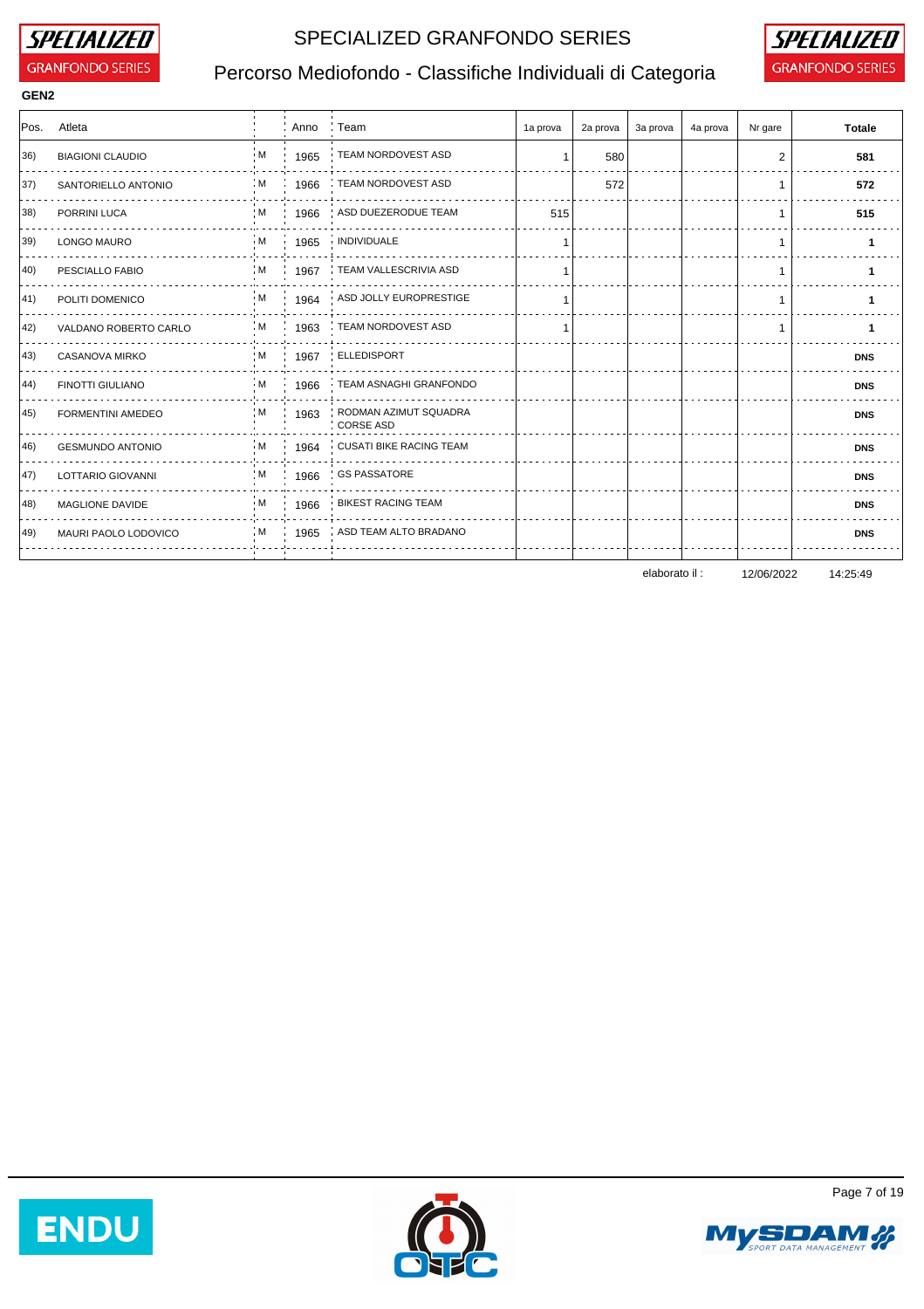# SPECIALIZED GRANFONDO SERIES

## Percorso Mediofondo - Classifiche Individuali di Categoria

**GEN2**

| Pos. | Atleta | | Anno | Team | 1a prova | 2a prova | 3a prova | 4a prova | Nr gare | Totale |
|---|---|---|---|---|---|---|---|---|---|---|
| 36) | BIAGIONI CLAUDIO | M | 1965 | TEAM NORDOVEST ASD | 1 | 580 | | | 2 | **581** |
| 37) | SANTORIELLO ANTONIO | M | 1966 | TEAM NORDOVEST ASD | | 572 | | | 1 | **572** |
| 38) | PORRINI LUCA | M | 1966 | ASD DUEZERODUE TEAM | 515 | | | | 1 | **515** |
| 39) | LONGO MAURO | M | 1965 | INDIVIDUALE | 1 | | | | 1 | **1** |
| 40) | PESCIALLO FABIO | M | 1967 | TEAM VALLESCRIVIA ASD | 1 | | | | 1 | **1** |
| 41) | POLITI DOMENICO | M | 1964 | ASD JOLLY EUROPRESTIGE | 1 | | | | 1 | **1** |
| 42) | VALDANO ROBERTO CARLO | M | 1963 | TEAM NORDOVEST ASD | 1 | | | | 1 | **1** |
| 43) | CASANOVA MIRKO | M | 1967 | ELLEDISPORT | | | | | | **DNS** |
| 44) | FINOTTI GIULIANO | M | 1966 | TEAM ASNAGHI GRANFONDO | | | | | | **DNS** |
| 45) | FORMENTINI AMEDEO | M | 1963 | RODMAN AZIMUT SQUADRA CORSE ASD | | | | | | **DNS** |
| 46) | GESMUNDO ANTONIO | M | 1964 | CUSATI BIKE RACING TEAM | | | | | | **DNS** |
| 47) | LOTTARIO GIOVANNI | M | 1966 | GS PASSATORE | | | | | | **DNS** |
| 48) | MAGLIONE DAVIDE | M | 1966 | BIKEST RACING TEAM | | | | | | **DNS** |
| 49) | MAURI PAOLO LODOVICO | M | 1965 | ASD TEAM ALTO BRADANO | | | | | | **DNS** |

elaborato il : 12/06/2022 14:25:49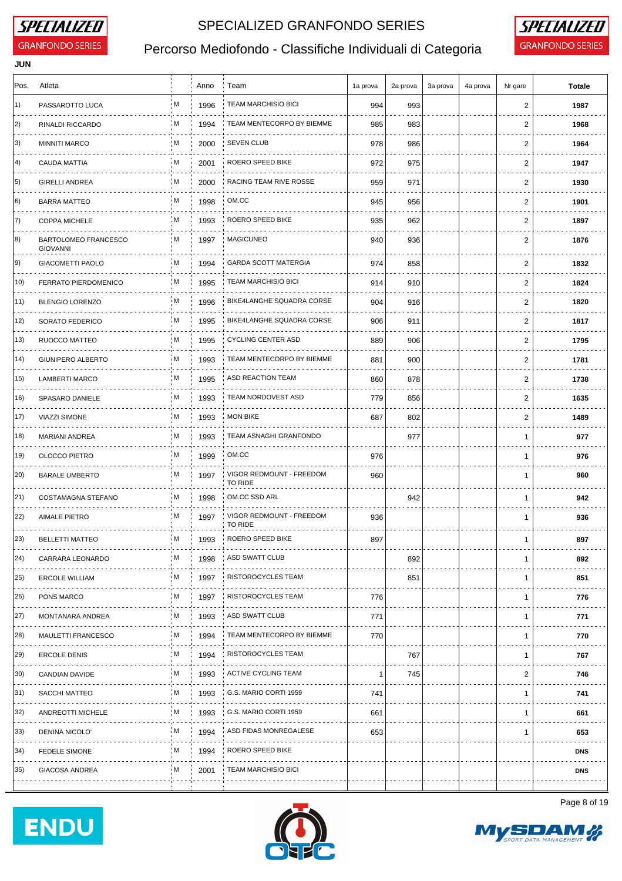# SPECIALIZED GRANFONDO SERIES

## Percorso Mediofondo - Classifiche Individuali di Categoria

**JUN**

| Pos. | Atleta | | Anno | Team | 1a prova | 2a prova | 3a prova | 4a prova | Nr gare | Totale |
|---|---|---|---|---|---|---|---|---|---|---|
| 1) | PASSAROTTO LUCA | M | 1996 | TEAM MARCHISIO BICI | 994 | 993 | | | 2 | **1987** |
| 2) | RINALDI RICCARDO | M | 1994 | TEAM MENTECORPO BY BIEMME | 985 | 983 | | | 2 | **1968** |
| 3) | MINNITI MARCO | M | 2000 | SEVEN CLUB | 978 | 986 | | | 2 | **1964** |
| 4) | CAUDA MATTIA | M | 2001 | ROERO SPEED BIKE | 972 | 975 | | | 2 | **1947** |
| 5) | GIRELLI ANDREA | M | 2000 | RACING TEAM RIVE ROSSE | 959 | 971 | | | 2 | **1930** |
| 6) | BARRA MATTEO | M | 1998 | OM.CC | 945 | 956 | | | 2 | **1901** |
| 7) | COPPA MICHELE | M | 1993 | ROERO SPEED BIKE | 935 | 962 | | | 2 | **1897** |
| 8) | BARTOLOMEO FRANCESCO GIOVANNI | M | 1997 | MAGICUNEO | 940 | 936 | | | 2 | **1876** |
| 9) | GIACOMETTI PAOLO | M | 1994 | GARDA SCOTT MATERGIA | 974 | 858 | | | 2 | **1832** |
| 10) | FERRATO PIERDOMENICO | M | 1995 | TEAM MARCHISIO BICI | 914 | 910 | | | 2 | **1824** |
| 11) | BLENGIO LORENZO | M | 1996 | BIKE4LANGHE SQUADRA CORSE | 904 | 916 | | | 2 | **1820** |
| 12) | SORATO FEDERICO | M | 1995 | BIKE4LANGHE SQUADRA CORSE | 906 | 911 | | | 2 | **1817** |
| 13) | RUOCCO MATTEO | M | 1995 | CYCLING CENTER ASD | 889 | 906 | | | 2 | **1795** |
| 14) | GIUNIPERO ALBERTO | M | 1993 | TEAM MENTECORPO BY BIEMME | 881 | 900 | | | 2 | **1781** |
| 15) | LAMBERTI MARCO | M | 1995 | ASD REACTION TEAM | 860 | 878 | | | 2 | **1738** |
| 16) | SPASARO DANIELE | M | 1993 | TEAM NORDOVEST ASD | 779 | 856 | | | 2 | **1635** |
| 17) | VIAZZI SIMONE | M | 1993 | MON BIKE | 687 | 802 | | | 2 | **1489** |
| 18) | MARIANI ANDREA | M | 1993 | TEAM ASNAGHI GRANFONDO | | 977 | | | 1 | **977** |
| 19) | OLOCCO PIETRO | M | 1999 | OM.CC | 976 | | | | 1 | **976** |
| 20) | BARALE UMBERTO | M | 1997 | VIGOR REDMOUNT - FREEDOM TO RIDE | 960 | | | | 1 | **960** |
| 21) | COSTAMAGNA STEFANO | M | 1998 | OM.CC SSD ARL | | 942 | | | 1 | **942** |
| 22) | AIMALE PIETRO | M | 1997 | VIGOR REDMOUNT - FREEDOM TO RIDE | 936 | | | | 1 | **936** |
| 23) | BELLETTI MATTEO | M | 1993 | ROERO SPEED BIKE | 897 | | | | 1 | **897** |
| 24) | CARRARA LEONARDO | M | 1998 | ASD SWATT CLUB | | 892 | | | 1 | **892** |
| 25) | ERCOLE WILLIAM | M | 1997 | RISTOROCYCLES TEAM | | 851 | | | 1 | **851** |
| 26) | PONS MARCO | M | 1997 | RISTOROCYCLES TEAM | 776 | | | | 1 | **776** |
| 27) | MONTANARA ANDREA | M | 1993 | ASD SWATT CLUB | 771 | | | | 1 | **771** |
| 28) | MAULETTI FRANCESCO | M | 1994 | TEAM MENTECORPO BY BIEMME | 770 | | | | 1 | **770** |
| 29) | ERCOLE DENIS | M | 1994 | RISTOROCYCLES TEAM | | 767 | | | 1 | **767** |
| 30) | CANDIAN DAVIDE | M | 1993 | ACTIVE CYCLING TEAM | 1 | 745 | | | 2 | **746** |
| 31) | SACCHI MATTEO | M | 1993 | G.S. MARIO CORTI 1959 | 741 | | | | 1 | **741** |
| 32) | ANDREOTTI MICHELE | M | 1993 | G.S. MARIO CORTI 1959 | 661 | | | | 1 | **661** |
| 33) | DENINA NICOLO' | M | 1994 | ASD FIDAS MONREGALESE | 653 | | | | 1 | **653** |
| 34) | FEDELE SIMONE | M | 1994 | ROERO SPEED BIKE | | | | | | **DNS** |
| 35) | GIACOSA ANDREA | M | 2001 | TEAM MARCHISIO BICI | | | | | | **DNS** |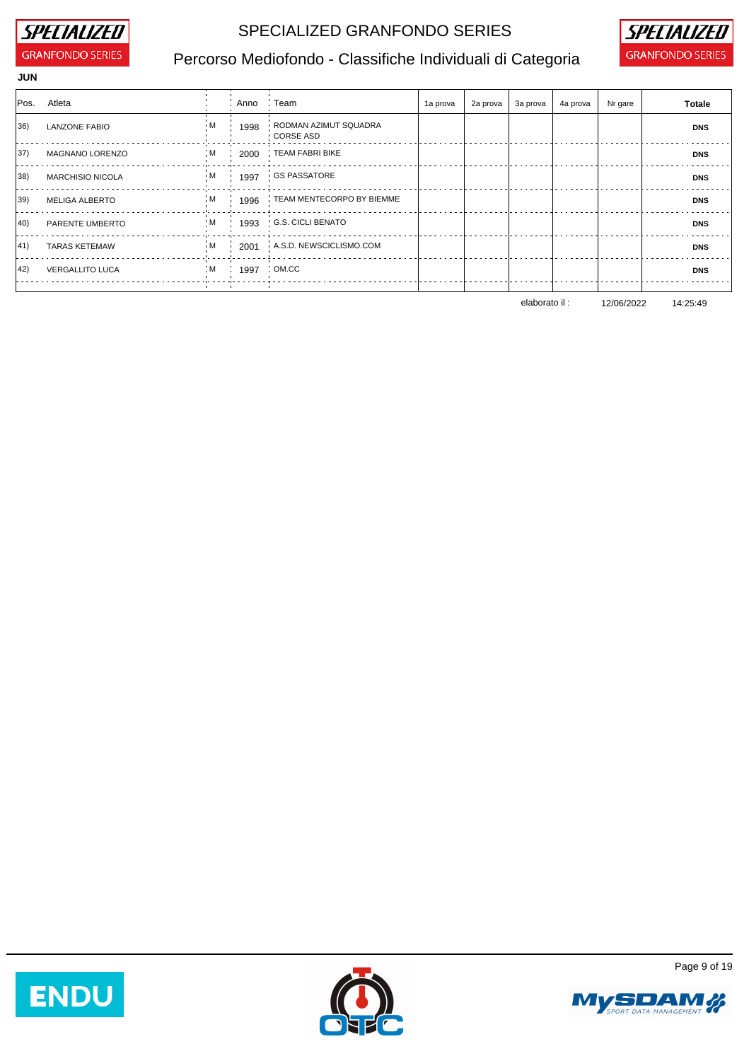# SPECIALIZED GRANFONDO SERIES

## Percorso Mediofondo - Classifiche Individuali di Categoria

**JUN**

| Pos. | Atleta | | Anno | Team | 1a prova | 2a prova | 3a prova | 4a prova | Nr gare | Totale |
|---|---|---|---|---|---|---|---|---|---|---|
| 36) | LANZONE FABIO | M | 1998 | RODMAN AZIMUT SQUADRA CORSE ASD | | | | | | **DNS** |
| 37) | MAGNANO LORENZO | M | 2000 | TEAM FABRI BIKE | | | | | | **DNS** |
| 38) | MARCHISIO NICOLA | M | 1997 | GS PASSATORE | | | | | | **DNS** |
| 39) | MELIGA ALBERTO | M | 1996 | TEAM MENTECORPO BY BIEMME | | | | | | **DNS** |
| 40) | PARENTE UMBERTO | M | 1993 | G.S. CICLI BENATO | | | | | | **DNS** |
| 41) | TARAS KETEMAW | M | 2001 | A.S.D. NEWSCICLISMO.COM | | | | | | **DNS** |
| 42) | VERGALLITO LUCA | M | 1997 | OM.CC | | | | | | **DNS** |

elaborato il : 12/06/2022 14:25:49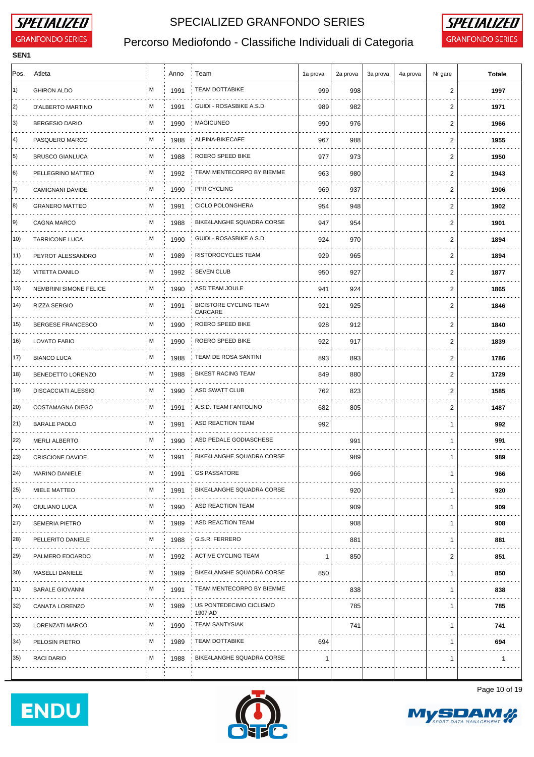# SPECIALIZED GRANFONDO SERIES

## Percorso Mediofondo - Classifiche Individuali di Categoria

**SEN1**

| Pos. | Atleta | | Anno | Team | 1a prova | 2a prova | 3a prova | 4a prova | Nr gare | Totale |
|---|---|---|---|---|---|---|---|---|---|---|
| 1) | GHIRON ALDO | M | 1991 | TEAM DOTTABIKE | 999 | 998 | | | 2 | **1997** |
| 2) | D'ALBERTO MARTINO | M | 1991 | GUIDI - ROSASBIKE A.S.D. | 989 | 982 | | | 2 | **1971** |
| 3) | BERGESIO DARIO | M | 1990 | MAGICUNEO | 990 | 976 | | | 2 | **1966** |
| 4) | PASQUERO MARCO | M | 1988 | ALPINA-BIKECAFE | 967 | 988 | | | 2 | **1955** |
| 5) | BRUSCO GIANLUCA | M | 1988 | ROERO SPEED BIKE | 977 | 973 | | | 2 | **1950** |
| 6) | PELLEGRINO MATTEO | M | 1992 | TEAM MENTECORPO BY BIEMME | 963 | 980 | | | 2 | **1943** |
| 7) | CAMIGNANI DAVIDE | M | 1990 | PPR CYCLING | 969 | 937 | | | 2 | **1906** |
| 8) | GRANERO MATTEO | M | 1991 | CICLO POLONGHERA | 954 | 948 | | | 2 | **1902** |
| 9) | CAGNA MARCO | M | 1988 | BIKE4LANGHE SQUADRA CORSE | 947 | 954 | | | 2 | **1901** |
| 10) | TARRICONE LUCA | M | 1990 | GUIDI - ROSASBIKE A.S.D. | 924 | 970 | | | 2 | **1894** |
| 11) | PEYROT ALESSANDRO | M | 1989 | RISTOROCYCLES TEAM | 929 | 965 | | | 2 | **1894** |
| 12) | VITETTA DANILO | M | 1992 | SEVEN CLUB | 950 | 927 | | | 2 | **1877** |
| 13) | NEMBRINI SIMONE FELICE | M | 1990 | ASD TEAM JOULE | 941 | 924 | | | 2 | **1865** |
| 14) | RIZZA SERGIO | M | 1991 | BICISTORE CYCLING TEAM CARCARE | 921 | 925 | | | 2 | **1846** |
| 15) | BERGESE FRANCESCO | M | 1990 | ROERO SPEED BIKE | 928 | 912 | | | 2 | **1840** |
| 16) | LOVATO FABIO | M | 1990 | ROERO SPEED BIKE | 922 | 917 | | | 2 | **1839** |
| 17) | BIANCO LUCA | M | 1988 | TEAM DE ROSA SANTINI | 893 | 893 | | | 2 | **1786** |
| 18) | BENEDETTO LORENZO | M | 1988 | BIKEST RACING TEAM | 849 | 880 | | | 2 | **1729** |
| 19) | DISCACCIATI ALESSIO | M | 1990 | ASD SWATT CLUB | 762 | 823 | | | 2 | **1585** |
| 20) | COSTAMAGNA DIEGO | M | 1991 | A.S.D. TEAM FANTOLINO | 682 | 805 | | | 2 | **1487** |
| 21) | BARALE PAOLO | M | 1991 | ASD REACTION TEAM | 992 | | | | 1 | **992** |
| 22) | MERLI ALBERTO | M | 1990 | ASD PEDALE GODIASCHESE | | 991 | | | 1 | **991** |
| 23) | CRISCIONE DAVIDE | M | 1991 | BIKE4LANGHE SQUADRA CORSE | | 989 | | | 1 | **989** |
| 24) | MARINO DANIELE | M | 1991 | GS PASSATORE | | 966 | | | 1 | **966** |
| 25) | MIELE MATTEO | M | 1991 | BIKE4LANGHE SQUADRA CORSE | | 920 | | | 1 | **920** |
| 26) | GIULIANO LUCA | M | 1990 | ASD REACTION TEAM | | 909 | | | 1 | **909** |
| 27) | SEMERIA PIETRO | M | 1989 | ASD REACTION TEAM | | 908 | | | 1 | **908** |
| 28) | PELLERITO DANIELE | M | 1988 | G.S.R. FERRERO | | 881 | | | 1 | **881** |
| 29) | PALMERO EDOARDO | M | 1992 | ACTIVE CYCLING TEAM | 1 | 850 | | | 2 | **851** |
| 30) | MASELLI DANIELE | M | 1989 | BIKE4LANGHE SQUADRA CORSE | 850 | | | | 1 | **850** |
| 31) | BARALE GIOVANNI | M | 1991 | TEAM MENTECORPO BY BIEMME | | 838 | | | 1 | **838** |
| 32) | CANATA LORENZO | M | 1989 | US PONTEDECIMO CICLISMO 1907 AD | | 785 | | | 1 | **785** |
| 33) | LORENZATI MARCO | M | 1990 | TEAM SANTYSIAK | | 741 | | | 1 | **741** |
| 34) | PELOSIN PIETRO | M | 1989 | TEAM DOTTABIKE | 694 | | | | 1 | **694** |
| 35) | RACI DARIO | M | 1988 | BIKE4LANGHE SQUADRA CORSE | 1 | | | | 1 | **1** |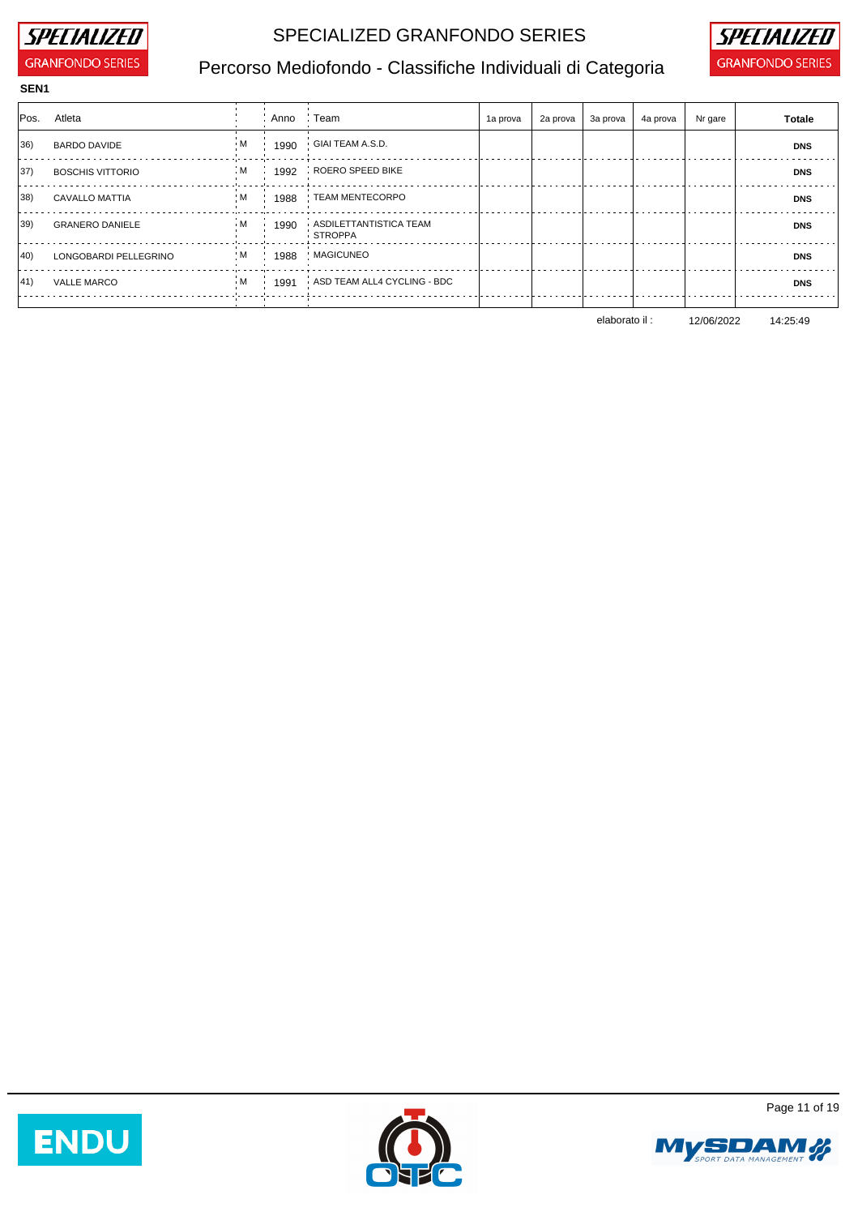# SPECIALIZED GRANFONDO SERIES

## Percorso Mediofondo - Classifiche Individuali di Categoria

**SEN1**

| Pos. | Atleta | | Anno | Team | 1a prova | 2a prova | 3a prova | 4a prova | Nr gare | Totale |
|---|---|---|---|---|---|---|---|---|---|---|
| 36) | BARDO DAVIDE | M | 1990 | GIAI TEAM A.S.D. | | | | | | **DNS** |
| 37) | BOSCHIS VITTORIO | M | 1992 | ROERO SPEED BIKE | | | | | | **DNS** |
| 38) | CAVALLO MATTIA | M | 1988 | TEAM MENTECORPO | | | | | | **DNS** |
| 39) | GRANERO DANIELE | M | 1990 | ASDILETTANTISTICA TEAM STROPPA | | | | | | **DNS** |
| 40) | LONGOBARDI PELLEGRINO | M | 1988 | MAGICUNEO | | | | | | **DNS** |
| 41) | VALLE MARCO | M | 1991 | ASD TEAM ALL4 CYCLING - BDC | | | | | | **DNS** |

elaborato il : 12/06/2022 14:25:49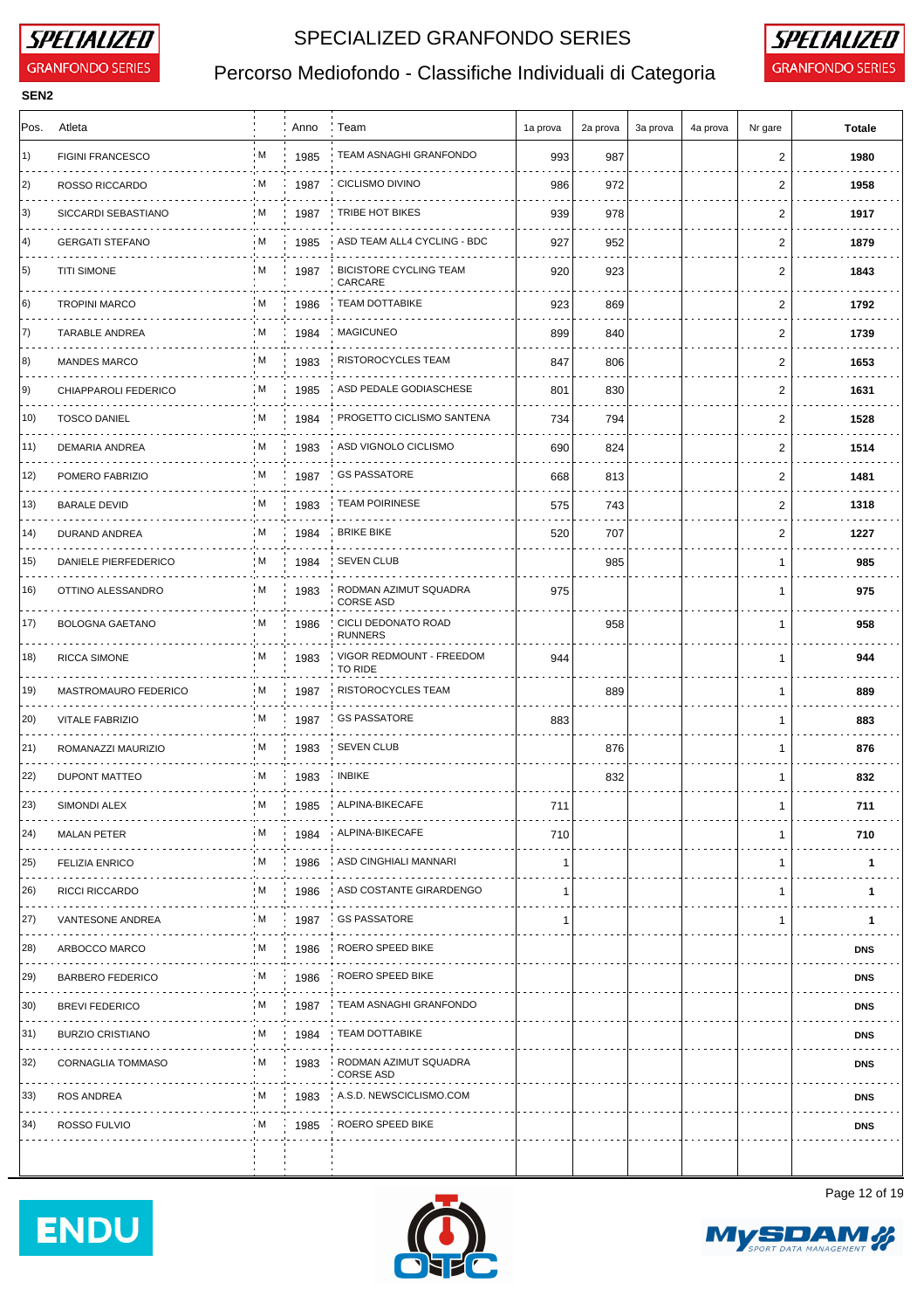# SPECIALIZED GRANFONDO SERIES

## Percorso Mediofondo - Classifiche Individuali di Categoria

**SEN2**

| Pos. | Atleta | | Anno | Team | 1a prova | 2a prova | 3a prova | 4a prova | Nr gare | Totale |
|---|---|---|---|---|---|---|---|---|---|---|
| 1) | FIGINI FRANCESCO | M | 1985 | TEAM ASNAGHI GRANFONDO | 993 | 987 | | | 2 | **1980** |
| 2) | ROSSO RICCARDO | M | 1987 | CICLISMO DIVINO | 986 | 972 | | | 2 | **1958** |
| 3) | SICCARDI SEBASTIANO | M | 1987 | TRIBE HOT BIKES | 939 | 978 | | | 2 | **1917** |
| 4) | GERGATI STEFANO | M | 1985 | ASD TEAM ALL4 CYCLING - BDC | 927 | 952 | | | 2 | **1879** |
| 5) | TITI SIMONE | M | 1987 | BICISTORE CYCLING TEAM CARCARE | 920 | 923 | | | 2 | **1843** |
| 6) | TROPINI MARCO | M | 1986 | TEAM DOTTABIKE | 923 | 869 | | | 2 | **1792** |
| 7) | TARABLE ANDREA | M | 1984 | MAGICUNEO | 899 | 840 | | | 2 | **1739** |
| 8) | MANDES MARCO | M | 1983 | RISTOROCYCLES TEAM | 847 | 806 | | | 2 | **1653** |
| 9) | CHIAPPAROLI FEDERICO | M | 1985 | ASD PEDALE GODIASCHESE | 801 | 830 | | | 2 | **1631** |
| 10) | TOSCO DANIEL | M | 1984 | PROGETTO CICLISMO SANTENA | 734 | 794 | | | 2 | **1528** |
| 11) | DEMARIA ANDREA | M | 1983 | ASD VIGNOLO CICLISMO | 690 | 824 | | | 2 | **1514** |
| 12) | POMERO FABRIZIO | M | 1987 | GS PASSATORE | 668 | 813 | | | 2 | **1481** |
| 13) | BARALE DEVID | M | 1983 | TEAM POIRINESE | 575 | 743 | | | 2 | **1318** |
| 14) | DURAND ANDREA | M | 1984 | BRIKE BIKE | 520 | 707 | | | 2 | **1227** |
| 15) | DANIELE PIERFEDERICO | M | 1984 | SEVEN CLUB | | 985 | | | 1 | **985** |
| 16) | OTTINO ALESSANDRO | M | 1983 | RODMAN AZIMUT SQUADRA CORSE ASD | 975 | | | | 1 | **975** |
| 17) | BOLOGNA GAETANO | M | 1986 | CICLI DEDONATO ROAD RUNNERS | | 958 | | | 1 | **958** |
| 18) | RICCA SIMONE | M | 1983 | VIGOR REDMOUNT - FREEDOM TO RIDE | 944 | | | | 1 | **944** |
| 19) | MASTROMAURO FEDERICO | M | 1987 | RISTOROCYCLES TEAM | | 889 | | | 1 | **889** |
| 20) | VITALE FABRIZIO | M | 1987 | GS PASSATORE | 883 | | | | 1 | **883** |
| 21) | ROMANAZZI MAURIZIO | M | 1983 | SEVEN CLUB | | 876 | | | 1 | **876** |
| 22) | DUPONT MATTEO | M | 1983 | INBIKE | | 832 | | | 1 | **832** |
| 23) | SIMONDI ALEX | M | 1985 | ALPINA-BIKECAFE | 711 | | | | 1 | **711** |
| 24) | MALAN PETER | M | 1984 | ALPINA-BIKECAFE | 710 | | | | 1 | **710** |
| 25) | FELIZIA ENRICO | M | 1986 | ASD CINGHIALI MANNARI | 1 | | | | 1 | **1** |
| 26) | RICCI RICCARDO | M | 1986 | ASD COSTANTE GIRARDENGO | 1 | | | | 1 | **1** |
| 27) | VANTESONE ANDREA | M | 1987 | GS PASSATORE | 1 | | | | 1 | **1** |
| 28) | ARBOCCO MARCO | M | 1986 | ROERO SPEED BIKE | | | | | | **DNS** |
| 29) | BARBERO FEDERICO | M | 1986 | ROERO SPEED BIKE | | | | | | **DNS** |
| 30) | BREVI FEDERICO | M | 1987 | TEAM ASNAGHI GRANFONDO | | | | | | **DNS** |
| 31) | BURZIO CRISTIANO | M | 1984 | TEAM DOTTABIKE | | | | | | **DNS** |
| 32) | CORNAGLIA TOMMASO | M | 1983 | RODMAN AZIMUT SQUADRA CORSE ASD | | | | | | **DNS** |
| 33) | ROS ANDREA | M | 1983 | A.S.D. NEWSCICLISMO.COM | | | | | | **DNS** |
| 34) | ROSSO FULVIO | M | 1985 | ROERO SPEED BIKE | | | | | | **DNS** |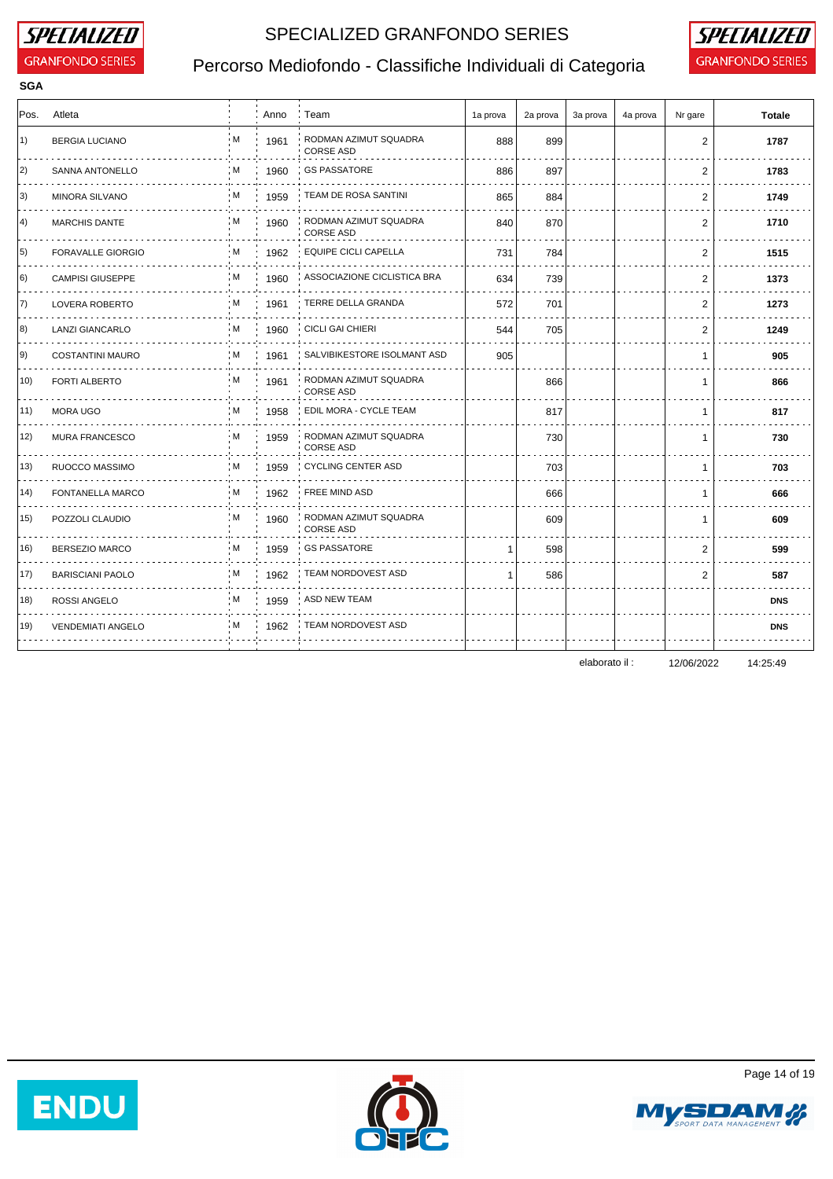# SPECIALIZED GRANFONDO SERIES

## Percorso Mediofondo - Classifiche Individuali di Categoria

**SGA**

| Pos. | Atleta | | Anno | Team | 1a prova | 2a prova | 3a prova | 4a prova | Nr gare | Totale |
|---|---|---|---|---|---|---|---|---|---|---|
| 1) | BERGIA LUCIANO | M | 1961 | RODMAN AZIMUT SQUADRA CORSE ASD | 888 | 899 | | | 2 | **1787** |
| 2) | SANNA ANTONELLO | M | 1960 | GS PASSATORE | 886 | 897 | | | 2 | **1783** |
| 3) | MINORA SILVANO | M | 1959 | TEAM DE ROSA SANTINI | 865 | 884 | | | 2 | **1749** |
| 4) | MARCHIS DANTE | M | 1960 | RODMAN AZIMUT SQUADRA CORSE ASD | 840 | 870 | | | 2 | **1710** |
| 5) | FORAVALLE GIORGIO | M | 1962 | EQUIPE CICLI CAPELLA | 731 | 784 | | | 2 | **1515** |
| 6) | CAMPISI GIUSEPPE | M | 1960 | ASSOCIAZIONE CICLISTICA BRA | 634 | 739 | | | 2 | **1373** |
| 7) | LOVERA ROBERTO | M | 1961 | TERRE DELLA GRANDA | 572 | 701 | | | 2 | **1273** |
| 8) | LANZI GIANCARLO | M | 1960 | CICLI GAI CHIERI | 544 | 705 | | | 2 | **1249** |
| 9) | COSTANTINI MAURO | M | 1961 | SALVIBIKESTORE ISOLMANT ASD | 905 | | | | 1 | **905** |
| 10) | FORTI ALBERTO | M | 1961 | RODMAN AZIMUT SQUADRA CORSE ASD | | 866 | | | 1 | **866** |
| 11) | MORA UGO | M | 1958 | EDIL MORA - CYCLE TEAM | | 817 | | | 1 | **817** |
| 12) | MURA FRANCESCO | M | 1959 | RODMAN AZIMUT SQUADRA CORSE ASD | | 730 | | | 1 | **730** |
| 13) | RUOCCO MASSIMO | M | 1959 | CYCLING CENTER ASD | | 703 | | | 1 | **703** |
| 14) | FONTANELLA MARCO | M | 1962 | FREE MIND ASD | | 666 | | | 1 | **666** |
| 15) | POZZOLI CLAUDIO | M | 1960 | RODMAN AZIMUT SQUADRA CORSE ASD | | 609 | | | 1 | **609** |
| 16) | BERSEZIO MARCO | M | 1959 | GS PASSATORE | 1 | 598 | | | 2 | **599** |
| 17) | BARISCIANI PAOLO | M | 1962 | TEAM NORDOVEST ASD | 1 | 586 | | | 2 | **587** |
| 18) | ROSSI ANGELO | M | 1959 | ASD NEW TEAM | | | | | | **DNS** |
| 19) | VENDEMIATI ANGELO | M | 1962 | TEAM NORDOVEST ASD | | | | | | **DNS** |

elaborato il : 12/06/2022 14:25:49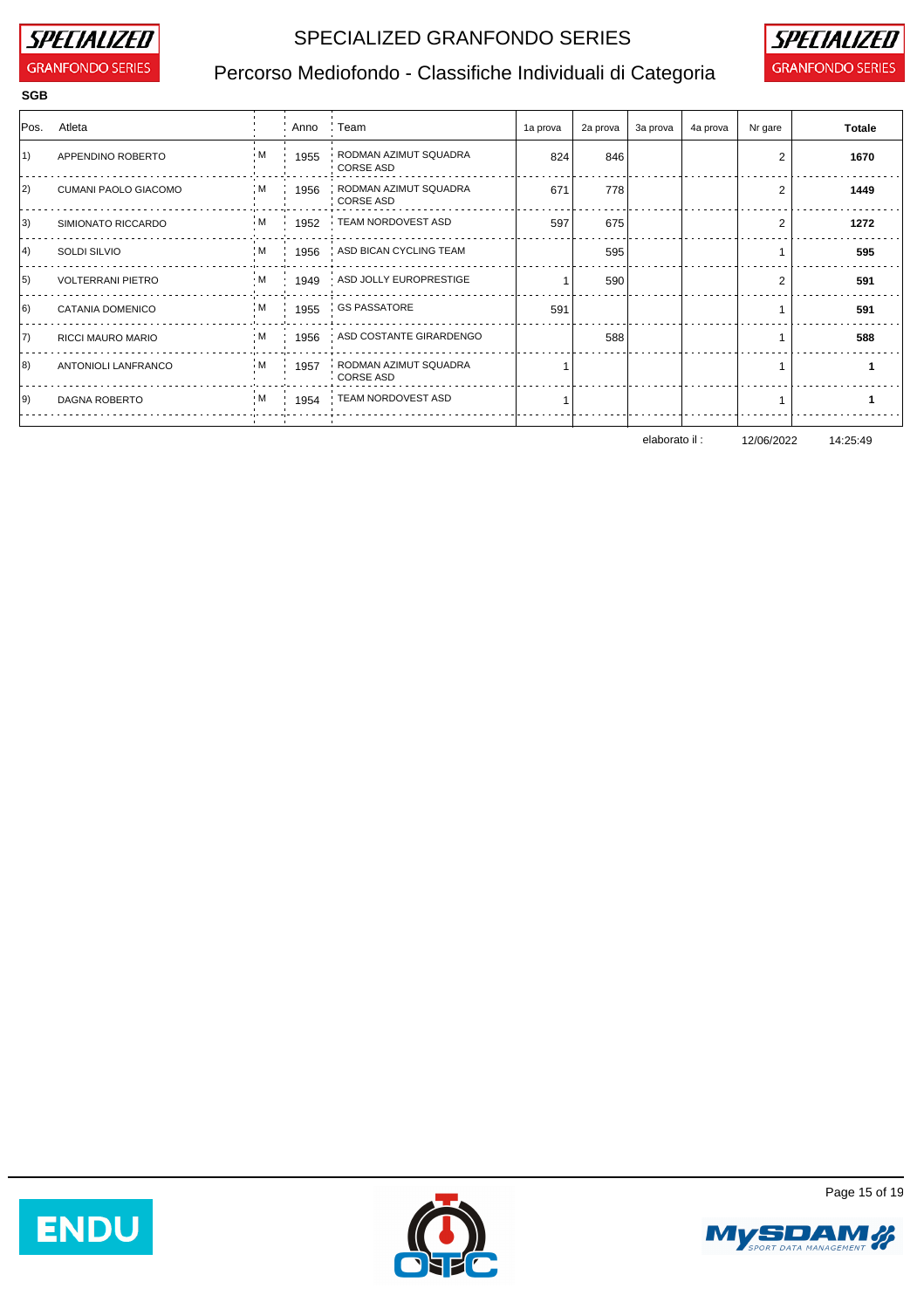# SPECIALIZED GRANFONDO SERIES

## Percorso Mediofondo - Classifiche Individuali di Categoria

**SGB**

| Pos. | Atleta | | Anno | Team | 1a prova | 2a prova | 3a prova | 4a prova | Nr gare | Totale |
|---|---|---|---|---|---|---|---|---|---|---|
| 1) | APPENDINO ROBERTO | M | 1955 | RODMAN AZIMUT SQUADRA CORSE ASD | 824 | 846 | | | 2 | **1670** |
| 2) | CUMANI PAOLO GIACOMO | M | 1956 | RODMAN AZIMUT SQUADRA CORSE ASD | 671 | 778 | | | 2 | **1449** |
| 3) | SIMIONATO RICCARDO | M | 1952 | TEAM NORDOVEST ASD | 597 | 675 | | | 2 | **1272** |
| 4) | SOLDI SILVIO | M | 1956 | ASD BICAN CYCLING TEAM | | 595 | | | 1 | **595** |
| 5) | VOLTERRANI PIETRO | M | 1949 | ASD JOLLY EUROPRESTIGE | 1 | 590 | | | 2 | **591** |
| 6) | CATANIA DOMENICO | M | 1955 | GS PASSATORE | 591 | | | | 1 | **591** |
| 7) | RICCI MAURO MARIO | M | 1956 | ASD COSTANTE GIRARDENGO | | 588 | | | 1 | **588** |
| 8) | ANTONIOLI LANFRANCO | M | 1957 | RODMAN AZIMUT SQUADRA CORSE ASD | 1 | | | | 1 | **1** |
| 9) | DAGNA ROBERTO | M | 1954 | TEAM NORDOVEST ASD | 1 | | | | 1 | **1** |

elaborato il : 12/06/2022 14:25:49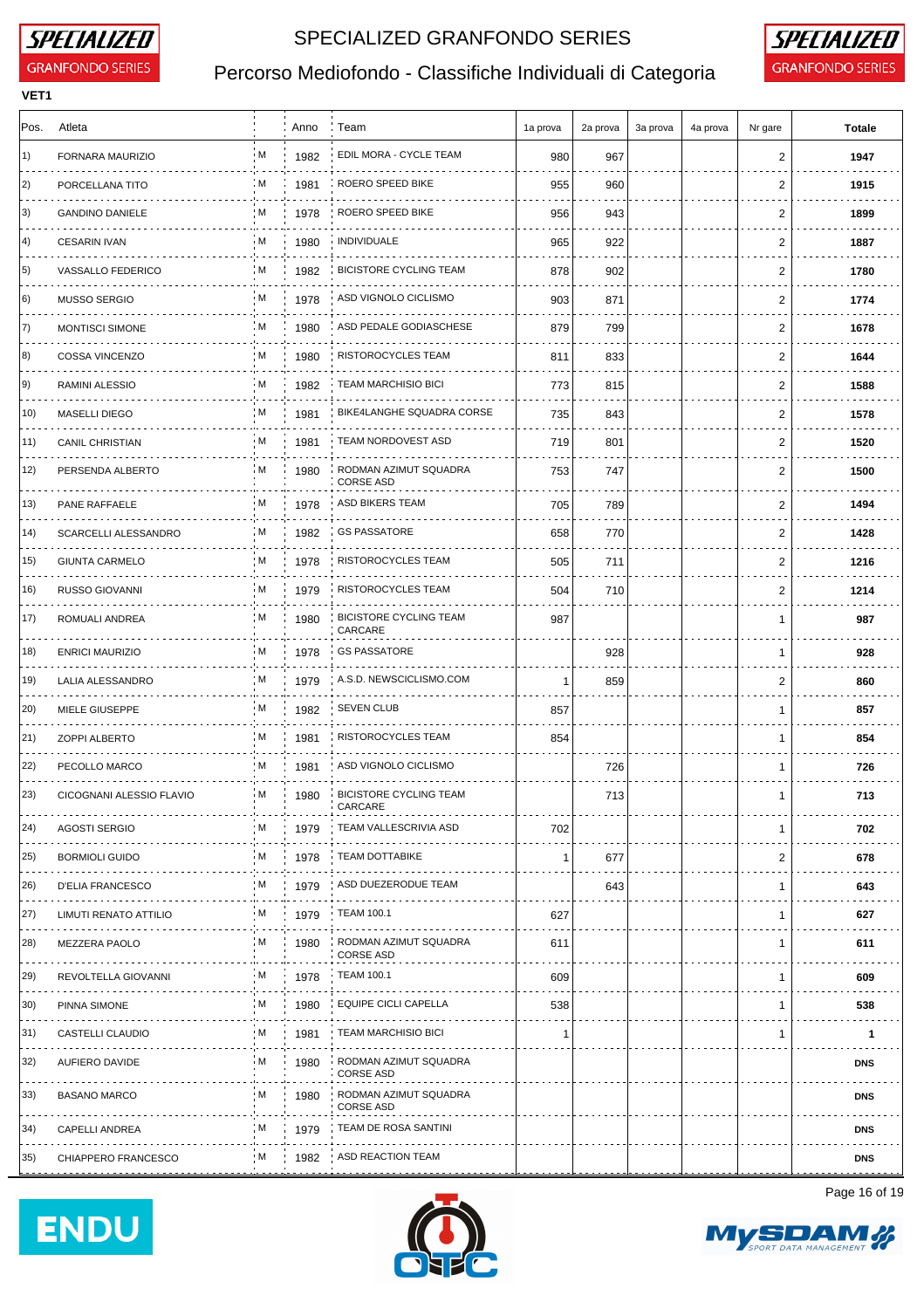# SPECIALIZED GRANFONDO SERIES

## Percorso Mediofondo - Classifiche Individuali di Categoria

**VET1**

| Pos. | Atleta | | Anno | Team | 1a prova | 2a prova | 3a prova | 4a prova | Nr gare | Totale |
|---|---|---|---|---|---|---|---|---|---|---|
| 1) | FORNARA MAURIZIO | M | 1982 | EDIL MORA - CYCLE TEAM | 980 | 967 | | | 2 | **1947** |
| 2) | PORCELLANA TITO | M | 1981 | ROERO SPEED BIKE | 955 | 960 | | | 2 | **1915** |
| 3) | GANDINO DANIELE | M | 1978 | ROERO SPEED BIKE | 956 | 943 | | | 2 | **1899** |
| 4) | CESARIN IVAN | M | 1980 | INDIVIDUALE | 965 | 922 | | | 2 | **1887** |
| 5) | VASSALLO FEDERICO | M | 1982 | BICISTORE CYCLING TEAM | 878 | 902 | | | 2 | **1780** |
| 6) | MUSSO SERGIO | M | 1978 | ASD VIGNOLO CICLISMO | 903 | 871 | | | 2 | **1774** |
| 7) | MONTISCI SIMONE | M | 1980 | ASD PEDALE GODIASCHESE | 879 | 799 | | | 2 | **1678** |
| 8) | COSSA VINCENZO | M | 1980 | RISTOROCYCLES TEAM | 811 | 833 | | | 2 | **1644** |
| 9) | RAMINI ALESSIO | M | 1982 | TEAM MARCHISIO BICI | 773 | 815 | | | 2 | **1588** |
| 10) | MASELLI DIEGO | M | 1981 | BIKE4LANGHE SQUADRA CORSE | 735 | 843 | | | 2 | **1578** |
| 11) | CANIL CHRISTIAN | M | 1981 | TEAM NORDOVEST ASD | 719 | 801 | | | 2 | **1520** |
| 12) | PERSENDA ALBERTO | M | 1980 | RODMAN AZIMUT SQUADRA CORSE ASD | 753 | 747 | | | 2 | **1500** |
| 13) | PANE RAFFAELE | M | 1978 | ASD BIKERS TEAM | 705 | 789 | | | 2 | **1494** |
| 14) | SCARCELLI ALESSANDRO | M | 1982 | GS PASSATORE | 658 | 770 | | | 2 | **1428** |
| 15) | GIUNTA CARMELO | M | 1978 | RISTOROCYCLES TEAM | 505 | 711 | | | 2 | **1216** |
| 16) | RUSSO GIOVANNI | M | 1979 | RISTOROCYCLES TEAM | 504 | 710 | | | 2 | **1214** |
| 17) | ROMUALI ANDREA | M | 1980 | BICISTORE CYCLING TEAM CARCARE | 987 | | | | 1 | **987** |
| 18) | ENRICI MAURIZIO | M | 1978 | GS PASSATORE | | 928 | | | 1 | **928** |
| 19) | LALIA ALESSANDRO | M | 1979 | A.S.D. NEWSCICLISMO.COM | 1 | 859 | | | 2 | **860** |
| 20) | MIELE GIUSEPPE | M | 1982 | SEVEN CLUB | 857 | | | | 1 | **857** |
| 21) | ZOPPI ALBERTO | M | 1981 | RISTOROCYCLES TEAM | 854 | | | | 1 | **854** |
| 22) | PECOLLO MARCO | M | 1981 | ASD VIGNOLO CICLISMO | | 726 | | | 1 | **726** |
| 23) | CICOGNANI ALESSIO FLAVIO | M | 1980 | BICISTORE CYCLING TEAM CARCARE | | 713 | | | 1 | **713** |
| 24) | AGOSTI SERGIO | M | 1979 | TEAM VALLESCRIVIA ASD | 702 | | | | 1 | **702** |
| 25) | BORMIOLI GUIDO | M | 1978 | TEAM DOTTABIKE | 1 | 677 | | | 2 | **678** |
| 26) | D'ELIA FRANCESCO | M | 1979 | ASD DUEZERODUE TEAM | | 643 | | | 1 | **643** |
| 27) | LIMUTI RENATO ATTILIO | M | 1979 | TEAM 100.1 | 627 | | | | 1 | **627** |
| 28) | MEZZERA PAOLO | M | 1980 | RODMAN AZIMUT SQUADRA CORSE ASD | 611 | | | | 1 | **611** |
| 29) | REVOLTELLA GIOVANNI | M | 1978 | TEAM 100.1 | 609 | | | | 1 | **609** |
| 30) | PINNA SIMONE | M | 1980 | EQUIPE CICLI CAPELLA | 538 | | | | 1 | **538** |
| 31) | CASTELLI CLAUDIO | M | 1981 | TEAM MARCHISIO BICI | 1 | | | | 1 | **1** |
| 32) | AUFIERO DAVIDE | M | 1980 | RODMAN AZIMUT SQUADRA CORSE ASD | | | | | | **DNS** |
| 33) | BASANO MARCO | M | 1980 | RODMAN AZIMUT SQUADRA CORSE ASD | | | | | | **DNS** |
| 34) | CAPELLI ANDREA | M | 1979 | TEAM DE ROSA SANTINI | | | | | | **DNS** |
| 35) | CHIAPPERO FRANCESCO | M | 1982 | ASD REACTION TEAM | | | | | | **DNS** |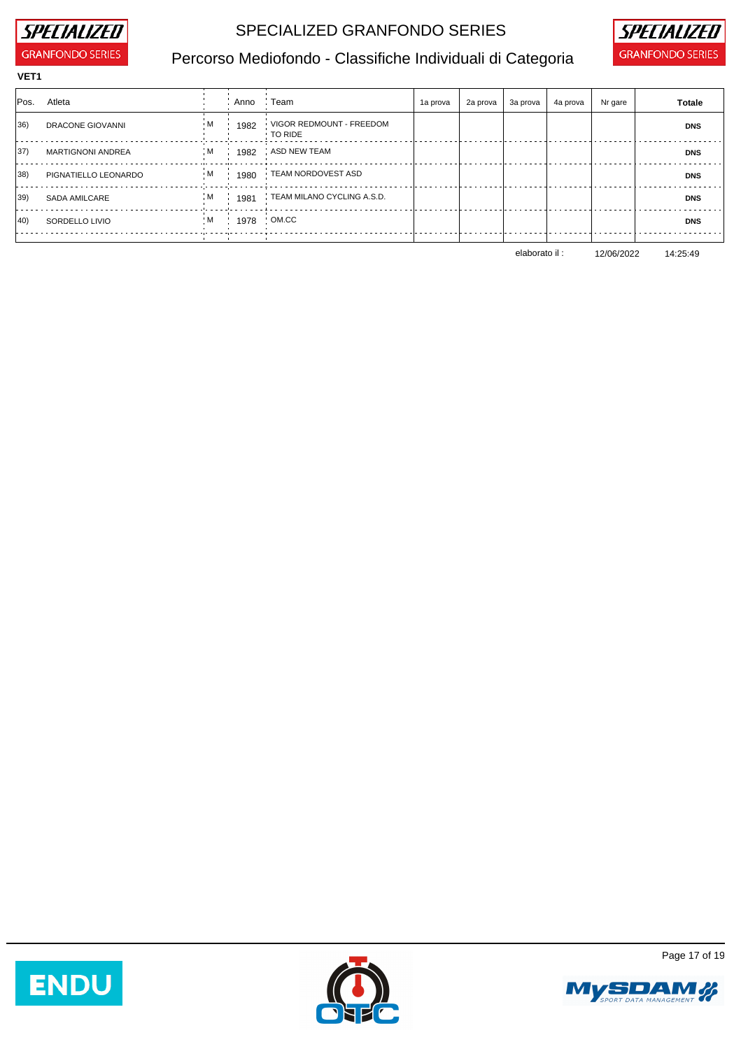# SPECIALIZED GRANFONDO SERIES

## Percorso Mediofondo - Classifiche Individuali di Categoria

**VET1**

| Pos. | Atleta | | Anno | Team | 1a prova | 2a prova | 3a prova | 4a prova | Nr gare | Totale |
|---|---|---|---|---|---|---|---|---|---|---|
| 36) | DRACONE GIOVANNI | M | 1982 | VIGOR REDMOUNT - FREEDOM TO RIDE | | | | | | **DNS** |
| 37) | MARTIGNONI ANDREA | M | 1982 | ASD NEW TEAM | | | | | | **DNS** |
| 38) | PIGNATIELLO LEONARDO | M | 1980 | TEAM NORDOVEST ASD | | | | | | **DNS** |
| 39) | SADA AMILCARE | M | 1981 | TEAM MILANO CYCLING A.S.D. | | | | | | **DNS** |
| 40) | SORDELLO LIVIO | M | 1978 | OM.CC | | | | | | **DNS** |

elaborato il : 12/06/2022 14:25:49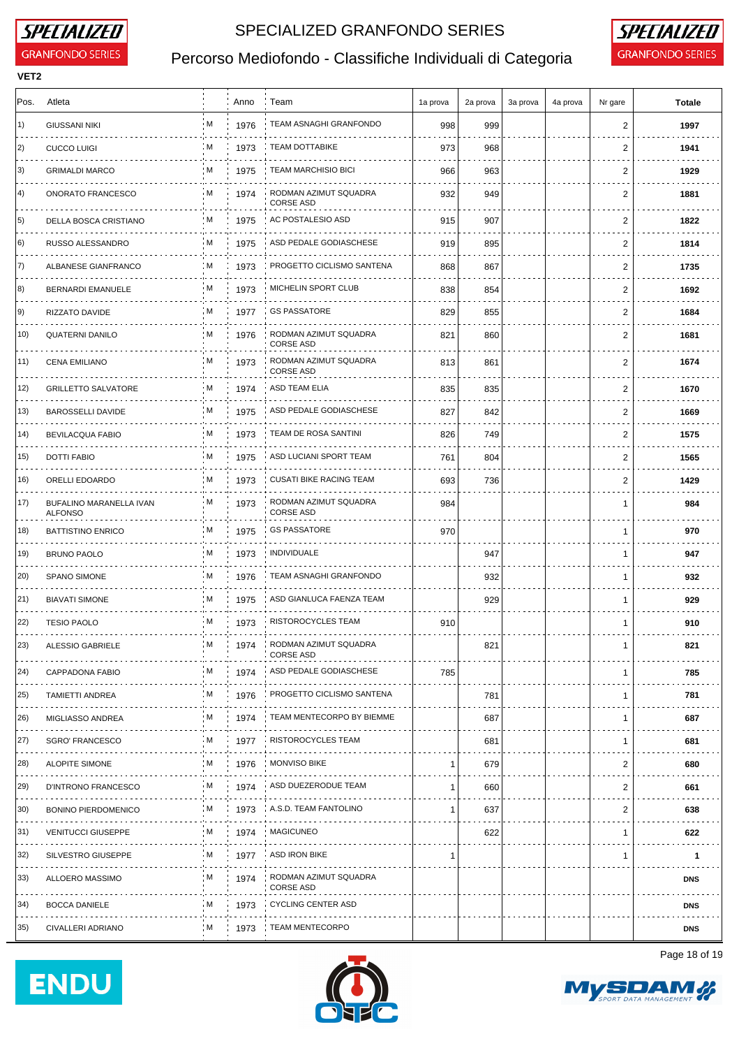# SPECIALIZED GRANFONDO SERIES

## Percorso Mediofondo - Classifiche Individuali di Categoria

**VET2**

| Pos. | Atleta | | Anno | Team | 1a prova | 2a prova | 3a prova | 4a prova | Nr gare | Totale |
|---|---|---|---|---|---|---|---|---|---|---|
| 1) | GIUSSANI NIKI | M | 1976 | TEAM ASNAGHI GRANFONDO | 998 | 999 | | | 2 | **1997** |
| 2) | CUCCO LUIGI | M | 1973 | TEAM DOTTABIKE | 973 | 968 | | | 2 | **1941** |
| 3) | GRIMALDI MARCO | M | 1975 | TEAM MARCHISIO BICI | 966 | 963 | | | 2 | **1929** |
| 4) | ONORATO FRANCESCO | M | 1974 | RODMAN AZIMUT SQUADRA CORSE ASD | 932 | 949 | | | 2 | **1881** |
| 5) | DELLA BOSCA CRISTIANO | M | 1975 | AC POSTALESIO ASD | 915 | 907 | | | 2 | **1822** |
| 6) | RUSSO ALESSANDRO | M | 1975 | ASD PEDALE GODIASCHESE | 919 | 895 | | | 2 | **1814** |
| 7) | ALBANESE GIANFRANCO | M | 1973 | PROGETTO CICLISMO SANTENA | 868 | 867 | | | 2 | **1735** |
| 8) | BERNARDI EMANUELE | M | 1973 | MICHELIN SPORT CLUB | 838 | 854 | | | 2 | **1692** |
| 9) | RIZZATO DAVIDE | M | 1977 | GS PASSATORE | 829 | 855 | | | 2 | **1684** |
| 10) | QUATERNI DANILO | M | 1976 | RODMAN AZIMUT SQUADRA CORSE ASD | 821 | 860 | | | 2 | **1681** |
| 11) | CENA EMILIANO | M | 1973 | RODMAN AZIMUT SQUADRA CORSE ASD | 813 | 861 | | | 2 | **1674** |
| 12) | GRILLETTO SALVATORE | M | 1974 | ASD TEAM ELIA | 835 | 835 | | | 2 | **1670** |
| 13) | BAROSSELLI DAVIDE | M | 1975 | ASD PEDALE GODIASCHESE | 827 | 842 | | | 2 | **1669** |
| 14) | BEVILACQUA FABIO | M | 1973 | TEAM DE ROSA SANTINI | 826 | 749 | | | 2 | **1575** |
| 15) | DOTTI FABIO | M | 1975 | ASD LUCIANI SPORT TEAM | 761 | 804 | | | 2 | **1565** |
| 16) | ORELLI EDOARDO | M | 1973 | CUSATI BIKE RACING TEAM | 693 | 736 | | | 2 | **1429** |
| 17) | BUFALINO MARANELLA IVAN ALFONSO | M | 1973 | RODMAN AZIMUT SQUADRA CORSE ASD | 984 | | | | 1 | **984** |
| 18) | BATTISTINO ENRICO | M | 1975 | GS PASSATORE | 970 | | | | 1 | **970** |
| 19) | BRUNO PAOLO | M | 1973 | INDIVIDUALE | | 947 | | | 1 | **947** |
| 20) | SPANO SIMONE | M | 1976 | TEAM ASNAGHI GRANFONDO | | 932 | | | 1 | **932** |
| 21) | BIAVATI SIMONE | M | 1975 | ASD GIANLUCA FAENZA TEAM | | 929 | | | 1 | **929** |
| 22) | TESIO PAOLO | M | 1973 | RISTOROCYCLES TEAM | 910 | | | | 1 | **910** |
| 23) | ALESSIO GABRIELE | M | 1974 | RODMAN AZIMUT SQUADRA CORSE ASD | | 821 | | | 1 | **821** |
| 24) | CAPPADONA FABIO | M | 1974 | ASD PEDALE GODIASCHESE | 785 | | | | 1 | **785** |
| 25) | TAMIETTI ANDREA | M | 1976 | PROGETTO CICLISMO SANTENA | | 781 | | | 1 | **781** |
| 26) | MIGLIASSO ANDREA | M | 1974 | TEAM MENTECORPO BY BIEMME | | 687 | | | 1 | **687** |
| 27) | SGRO' FRANCESCO | M | 1977 | RISTOROCYCLES TEAM | | 681 | | | 1 | **681** |
| 28) | ALOPITE SIMONE | M | 1976 | MONVISO BIKE | 1 | 679 | | | 2 | **680** |
| 29) | D'INTRONO FRANCESCO | M | 1974 | ASD DUEZERODUE TEAM | 1 | 660 | | | 2 | **661** |
| 30) | BONINO PIERDOMENICO | M | 1973 | A.S.D. TEAM FANTOLINO | 1 | 637 | | | 2 | **638** |
| 31) | VENITUCCI GIUSEPPE | M | 1974 | MAGICUNEO | | 622 | | | 1 | **622** |
| 32) | SILVESTRO GIUSEPPE | M | 1977 | ASD IRON BIKE | 1 | | | | 1 | **1** |
| 33) | ALLOERO MASSIMO | M | 1974 | RODMAN AZIMUT SQUADRA CORSE ASD | | | | | | **DNS** |
| 34) | BOCCA DANIELE | M | 1973 | CYCLING CENTER ASD | | | | | | **DNS** |
| 35) | CIVALLERI ADRIANO | M | 1973 | TEAM MENTECORPO | | | | | | **DNS** |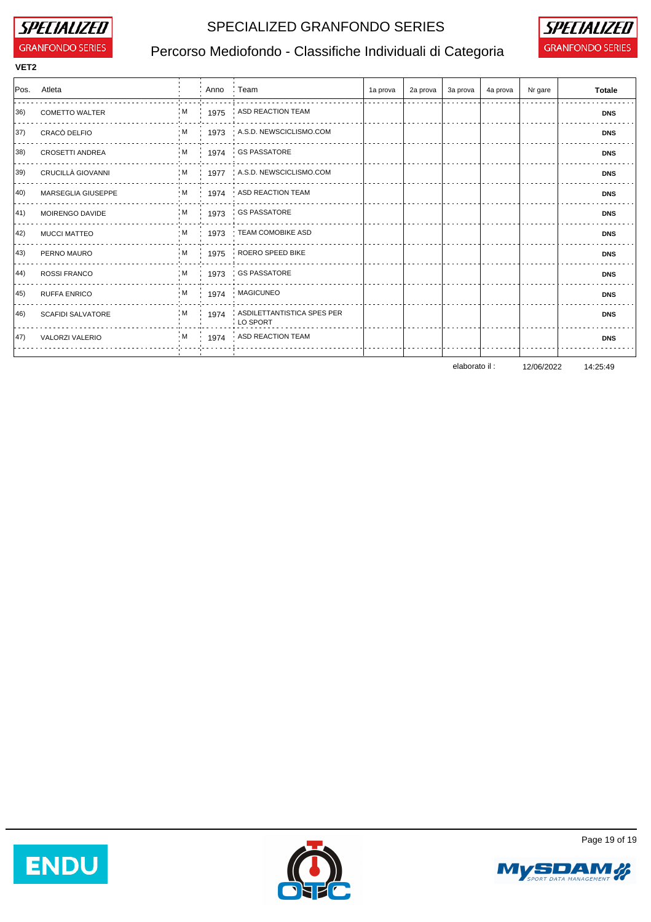# SPECIALIZED GRANFONDO SERIES

## Percorso Mediofondo - Classifiche Individuali di Categoria

**VET2**

| Pos. | Atleta | | Anno | Team | 1a prova | 2a prova | 3a prova | 4a prova | Nr gare | Totale |
|---|---|---|---|---|---|---|---|---|---|---|
| 36) | COMETTO WALTER | M | 1975 | ASD REACTION TEAM | | | | | | **DNS** |
| 37) | CRACÒ DELFIO | M | 1973 | A.S.D. NEWSCICLISMO.COM | | | | | | **DNS** |
| 38) | CROSETTI ANDREA | M | 1974 | GS PASSATORE | | | | | | **DNS** |
| 39) | CRUCILLÀ GIOVANNI | M | 1977 | A.S.D. NEWSCICLISMO.COM | | | | | | **DNS** |
| 40) | MARSEGLIA GIUSEPPE | M | 1974 | ASD REACTION TEAM | | | | | | **DNS** |
| 41) | MOIRENGO DAVIDE | M | 1973 | GS PASSATORE | | | | | | **DNS** |
| 42) | MUCCI MATTEO | M | 1973 | TEAM COMOBIKE ASD | | | | | | **DNS** |
| 43) | PERNO MAURO | M | 1975 | ROERO SPEED BIKE | | | | | | **DNS** |
| 44) | ROSSI FRANCO | M | 1973 | GS PASSATORE | | | | | | **DNS** |
| 45) | RUFFA ENRICO | M | 1974 | MAGICUNEO | | | | | | **DNS** |
| 46) | SCAFIDI SALVATORE | M | 1974 | ASDILETTANTISTICA SPES PER LO SPORT | | | | | | **DNS** |
| 47) | VALORZI VALERIO | M | 1974 | ASD REACTION TEAM | | | | | | **DNS** |

elaborato il : 12/06/2022 14:25:49